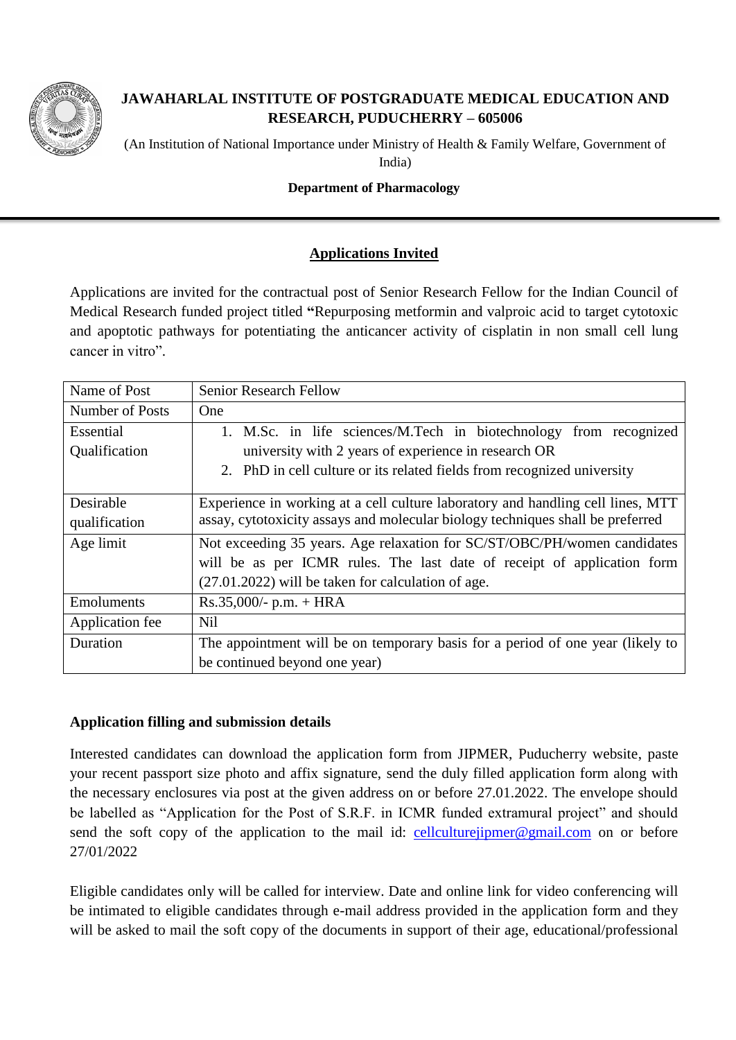# JAWAHARLAL INSTITUTE OF POSTGRADUATE MEDICAL EDUCATION AND RESEARCH, PUDUCHERRY – 605006

(An Institution of National Importance under Ministry of Health & Family Welfare, Government of India)

**Department of Pharmacology**

## Applications Invited

Applications are invited for the contractual post of Senior Research Fellow for the Indian Council of Medical Research funded project titled **"**Repurposing metformin and valproic acid to target cytotoxic and apoptotic pathways for potentiating the anticancer activity of cisplatin in non small cell lung cancer in vitro".

| Name of Post | Senior Research Fellow |
|---|---|
| Number of Posts | One |
| Essential Qualification | 1. M.Sc. in life sciences/M.Tech in biotechnology from recognized university with 2 years of experience in research OR<br>2. PhD in cell culture or its related fields from recognized university |
| Desirable qualification | Experience in working at a cell culture laboratory and handling cell lines, MTT assay, cytotoxicity assays and molecular biology techniques shall be preferred |
| Age limit | Not exceeding 35 years. Age relaxation for SC/ST/OBC/PH/women candidates will be as per ICMR rules. The last date of receipt of application form (27.01.2022) will be taken for calculation of age. |
| Emoluments | Rs.35,000/- p.m. + HRA |
| Application fee | Nil |
| Duration | The appointment will be on temporary basis for a period of one year (likely to be continued beyond one year) |

**Application filling and submission details**

Interested candidates can download the application form from JIPMER, Puducherry website, paste your recent passport size photo and affix signature, send the duly filled application form along with the necessary enclosures via post at the given address on or before 27.01.2022. The envelope should be labelled as "Application for the Post of S.R.F. in ICMR funded extramural project" and should send the soft copy of the application to the mail id: cellculturejipmer@gmail.com on or before 27/01/2022

Eligible candidates only will be called for interview. Date and online link for video conferencing will be intimated to eligible candidates through e-mail address provided in the application form and they will be asked to mail the soft copy of the documents in support of their age, educational/professional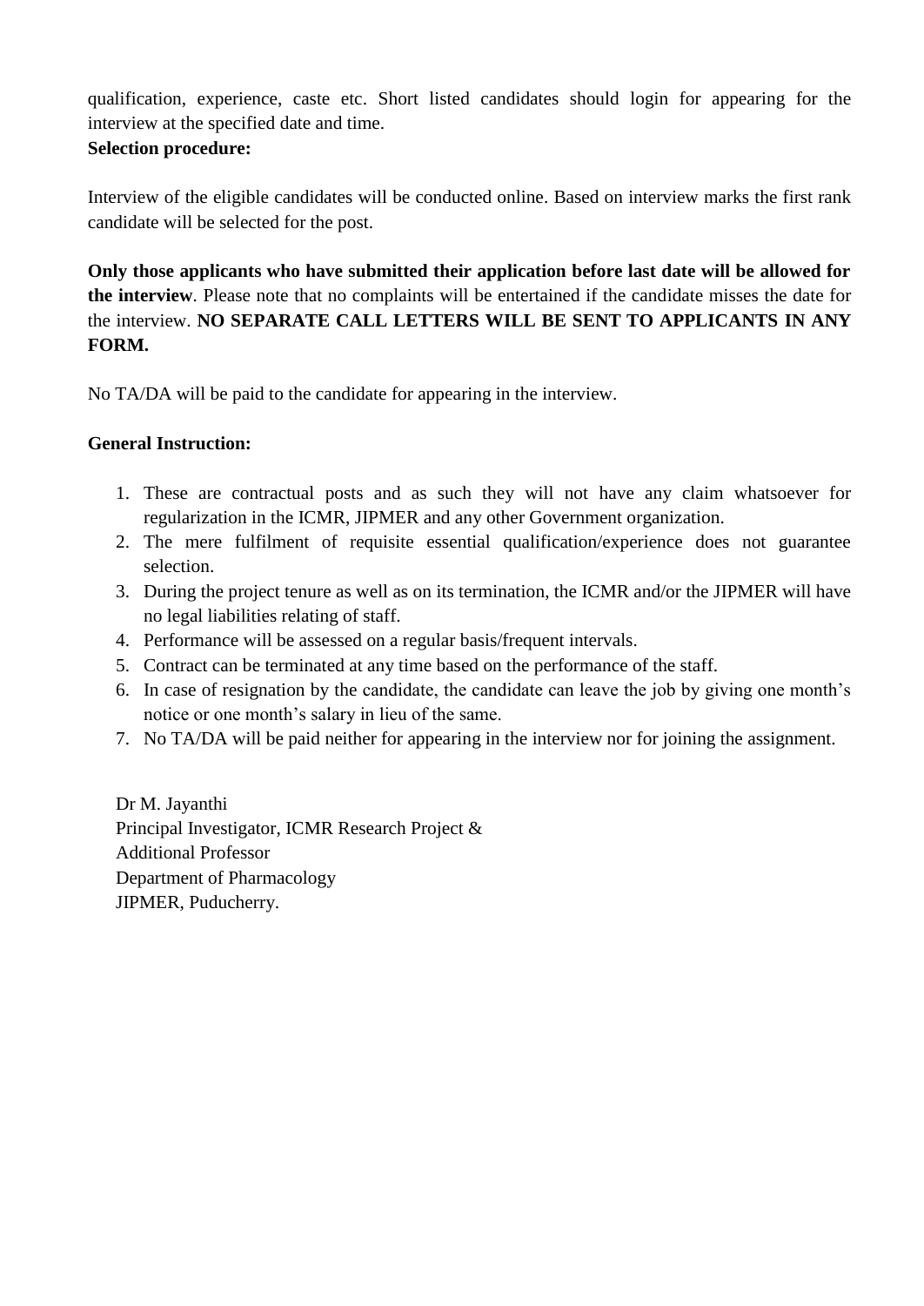qualification, experience, caste etc. Short listed candidates should login for appearing for the interview at the specified date and time.

**Selection procedure:**

Interview of the eligible candidates will be conducted online. Based on interview marks the first rank candidate will be selected for the post.

**Only those applicants who have submitted their application before last date will be allowed for the interview**. Please note that no complaints will be entertained if the candidate misses the date for the interview. **NO SEPARATE CALL LETTERS WILL BE SENT TO APPLICANTS IN ANY FORM.**

No TA/DA will be paid to the candidate for appearing in the interview.

**General Instruction:**

1. These are contractual posts and as such they will not have any claim whatsoever for regularization in the ICMR, JIPMER and any other Government organization.
2. The mere fulfilment of requisite essential qualification/experience does not guarantee selection.
3. During the project tenure as well as on its termination, the ICMR and/or the JIPMER will have no legal liabilities relating of staff.
4. Performance will be assessed on a regular basis/frequent intervals.
5. Contract can be terminated at any time based on the performance of the staff.
6. In case of resignation by the candidate, the candidate can leave the job by giving one month's notice or one month's salary in lieu of the same.
7. No TA/DA will be paid neither for appearing in the interview nor for joining the assignment.

Dr M. Jayanthi
Principal Investigator, ICMR Research Project &
Additional Professor
Department of Pharmacology
JIPMER, Puducherry.